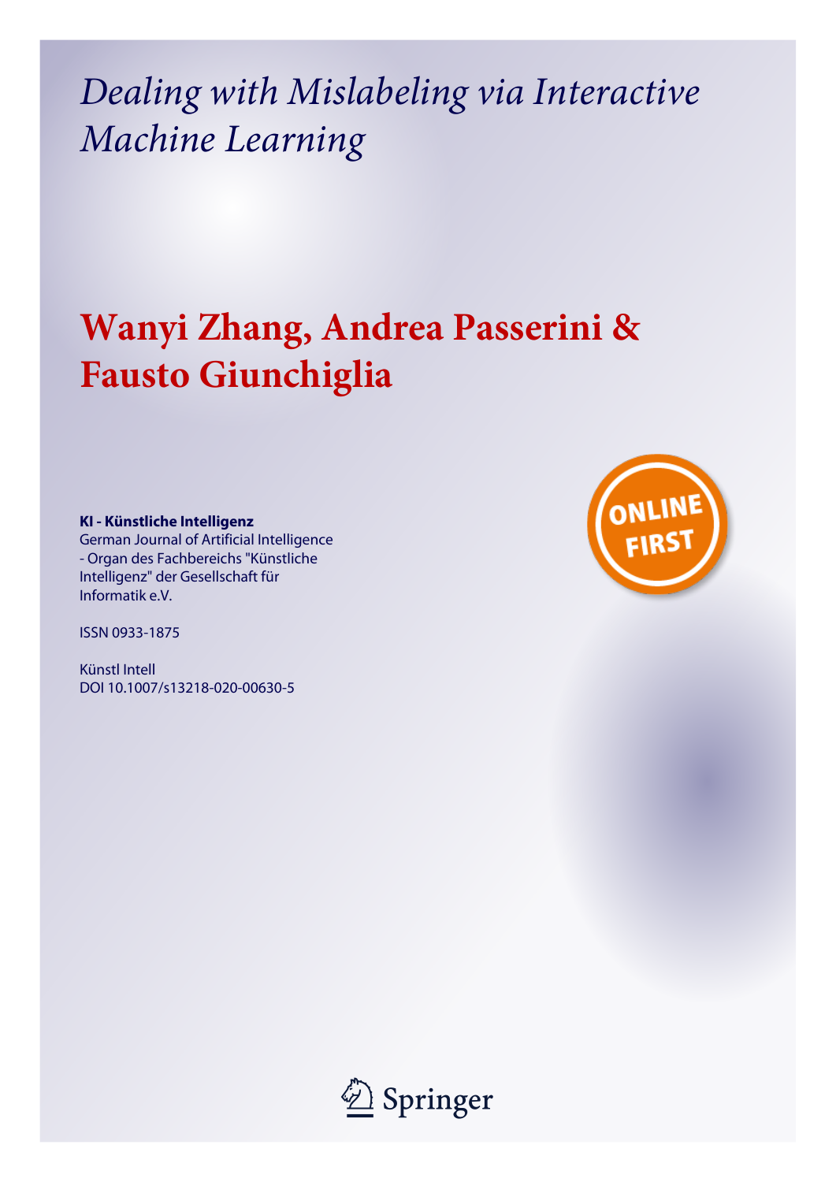# *Dealing with Mislabeling via Interactive Machine Learning*

## **Wanyi Zhang, Andrea Passerini & Fausto Giunchiglia**

**KI - Künstliche Intelligenz**
German Journal of Artificial Intelligence - Organ des Fachbereichs "Künstliche Intelligenz" der Gesellschaft für Informatik e.V.

ISSN 0933-1875

Künstl Intell
DOI 10.1007/s13218-020-00630-5

ONLINE FIRST

Springer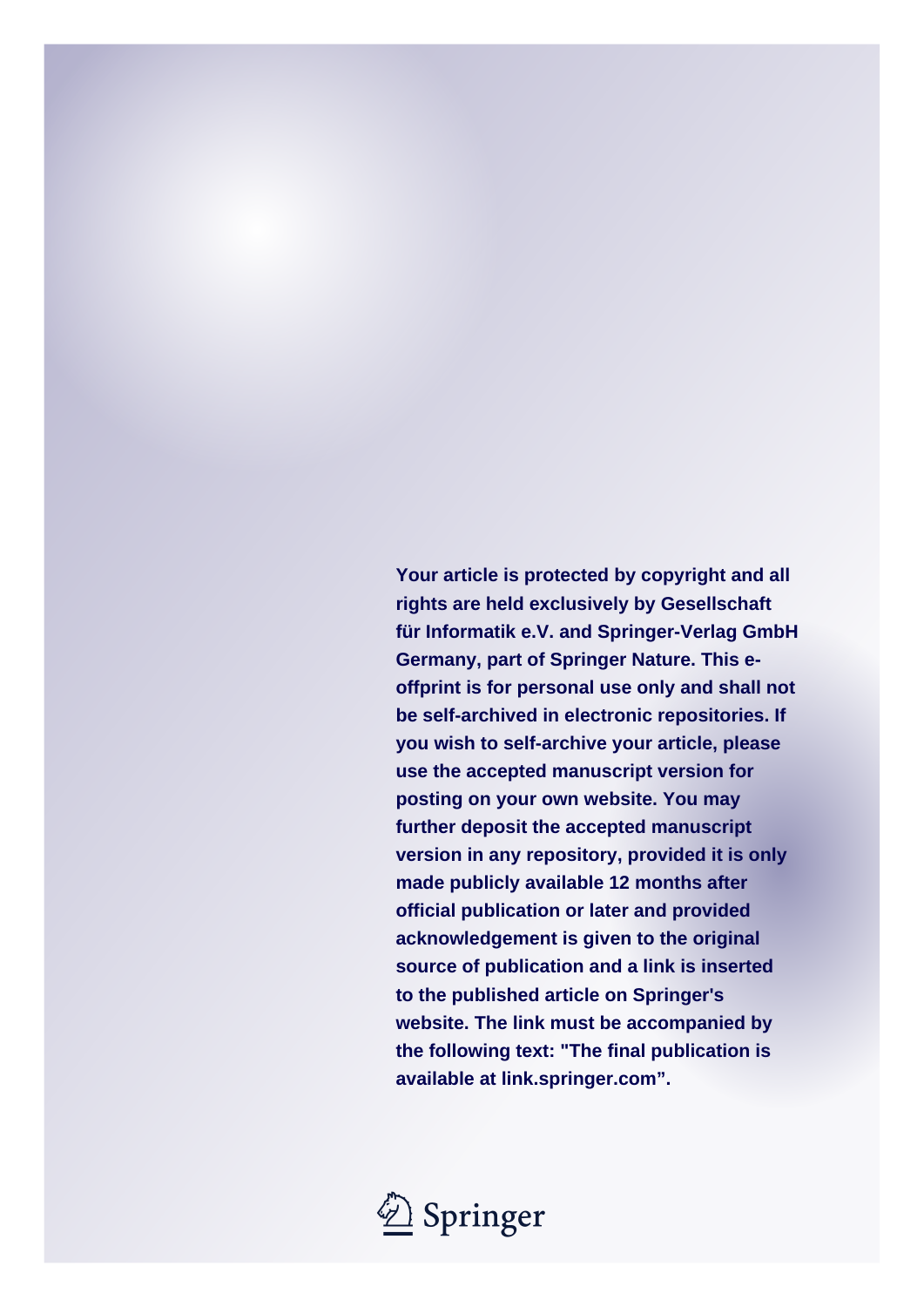**Your article is protected by copyright and all rights are held exclusively by Gesellschaft für Informatik e.V. and Springer-Verlag GmbH Germany, part of Springer Nature. This e-offprint is for personal use only and shall not be self-archived in electronic repositories. If you wish to self-archive your article, please use the accepted manuscript version for posting on your own website. You may further deposit the accepted manuscript version in any repository, provided it is only made publicly available 12 months after official publication or later and provided acknowledgement is given to the original source of publication and a link is inserted to the published article on Springer's website. The link must be accompanied by the following text: "The final publication is available at link.springer.com".**

Springer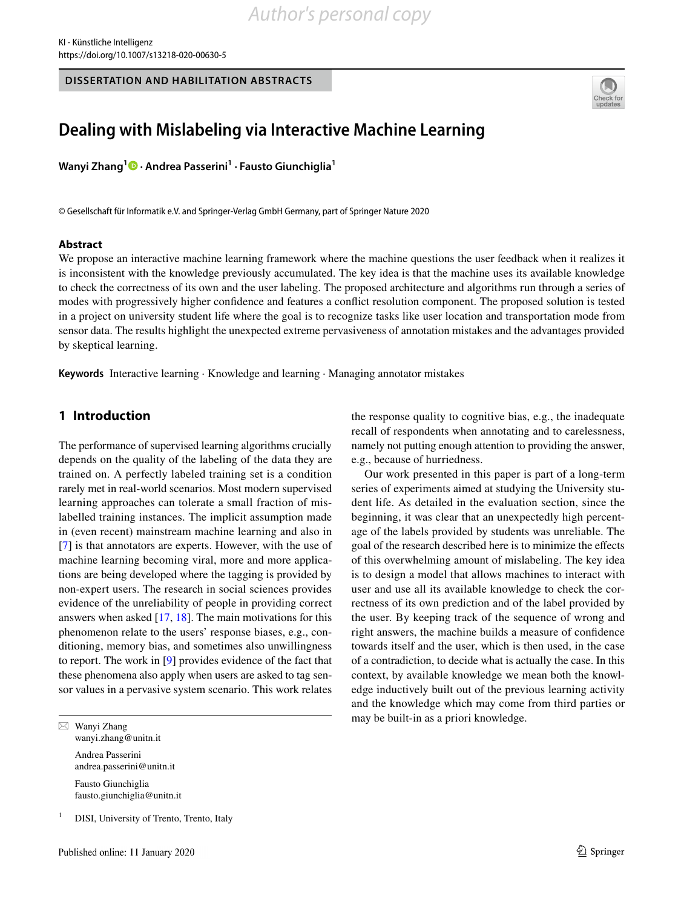Author's personal copy

DISSERTATION AND HABILITATION ABSTRACTS

# Dealing with Mislabeling via Interactive Machine Learning

**Wanyi Zhang[1] · Andrea Passerini[1] · Fausto Giunchiglia[1]**

© Gesellschaft für Informatik e.V. and Springer-Verlag GmbH Germany, part of Springer Nature 2020

## Abstract

We propose an interactive machine learning framework where the machine questions the user feedback when it realizes it is inconsistent with the knowledge previously accumulated. The key idea is that the machine uses its available knowledge to check the correctness of its own and the user labeling. The proposed architecture and algorithms run through a series of modes with progressively higher confidence and features a conflict resolution component. The proposed solution is tested in a project on university student life where the goal is to recognize tasks like user location and transportation mode from sensor data. The results highlight the unexpected extreme pervasiveness of annotation mistakes and the advantages provided by skeptical learning.

**Keywords** Interactive learning · Knowledge and learning · Managing annotator mistakes

## 1 Introduction

The performance of supervised learning algorithms crucially depends on the quality of the labeling of the data they are trained on. A perfectly labeled training set is a condition rarely met in real-world scenarios. Most modern supervised learning approaches can tolerate a small fraction of mislabelled training instances. The implicit assumption made in (even recent) mainstream machine learning and also in [7] is that annotators are experts. However, with the use of machine learning becoming viral, more and more applications are being developed where the tagging is provided by non-expert users. The research in social sciences provides evidence of the unreliability of people in providing correct answers when asked [17, 18]. The main motivations for this phenomenon relate to the users' response biases, e.g., conditioning, memory bias, and sometimes also unwillingness to report. The work in [9] provides evidence of the fact that these phenomena also apply when users are asked to tag sensor values in a pervasive system scenario. This work relates the response quality to cognitive bias, e.g., the inadequate recall of respondents when annotating and to carelessness, namely not putting enough attention to providing the answer, e.g., because of hurriedness.

Our work presented in this paper is part of a long-term series of experiments aimed at studying the University student life. As detailed in the evaluation section, since the beginning, it was clear that an unexpectedly high percentage of the labels provided by students was unreliable. The goal of the research described here is to minimize the effects of this overwhelming amount of mislabeling. The key idea is to design a model that allows machines to interact with user and use all its available knowledge to check the correctness of its own prediction and of the label provided by the user. By keeping track of the sequence of wrong and right answers, the machine builds a measure of confidence towards itself and the user, which is then used, in the case of a contradiction, to decide what is actually the case. In this context, by available knowledge we mean both the knowledge inductively built out of the previous learning activity and the knowledge which may come from third parties or may be built-in as a priori knowledge.

✉ Wanyi Zhang
wanyi.zhang@unitn.it

Andrea Passerini
andrea.passerini@unitn.it

Fausto Giunchiglia
fausto.giunchiglia@unitn.it

[1] DISI, University of Trento, Trento, Italy

Published online: 11 January 2020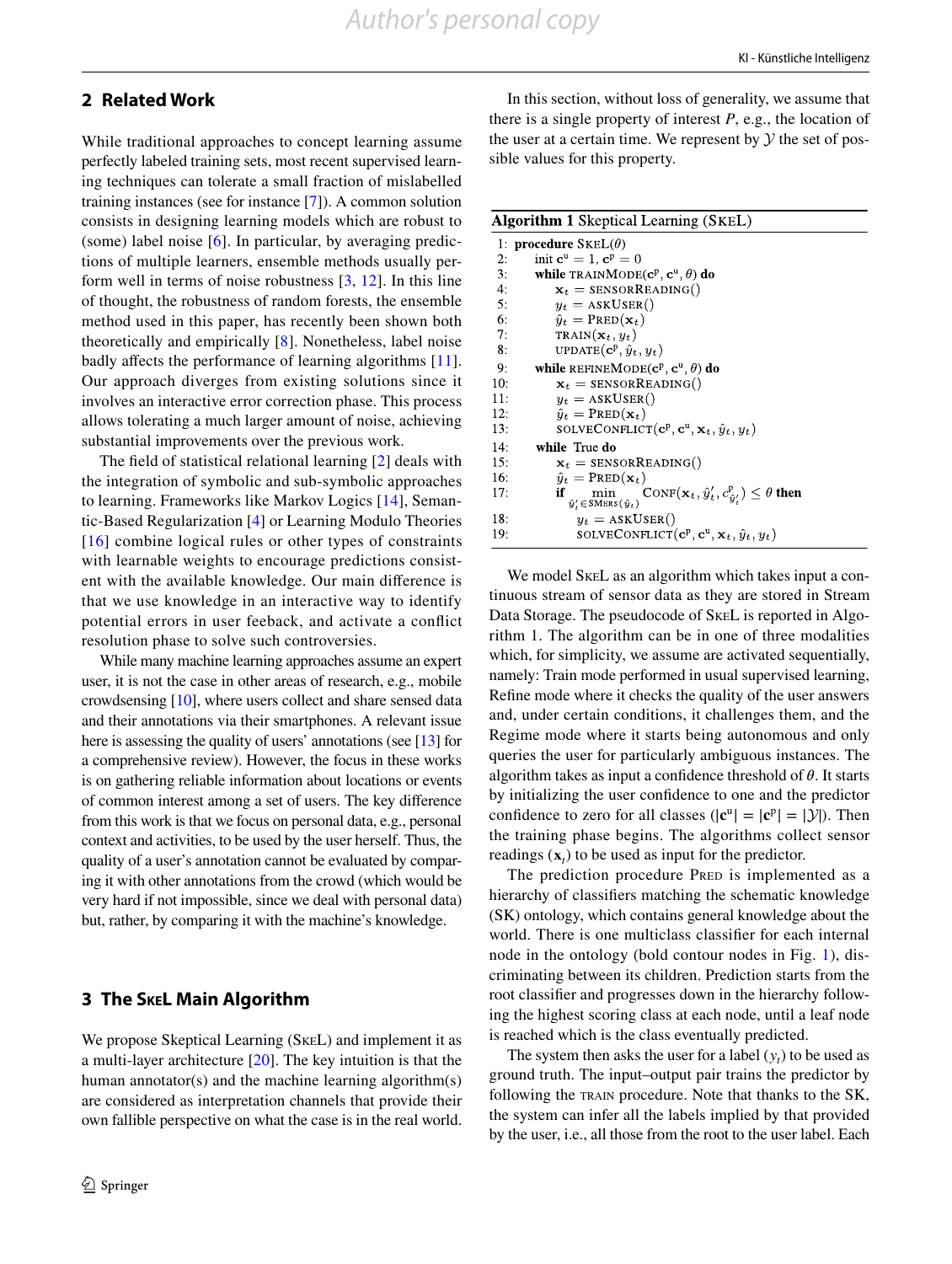## 2 Related Work

While traditional approaches to concept learning assume perfectly labeled training sets, most recent supervised learning techniques can tolerate a small fraction of mislabelled training instances (see for instance [7]). A common solution consists in designing learning models which are robust to (some) label noise [6]. In particular, by averaging predictions of multiple learners, ensemble methods usually perform well in terms of noise robustness [3, 12]. In this line of thought, the robustness of random forests, the ensemble method used in this paper, has recently been shown both theoretically and empirically [8]. Nonetheless, label noise badly affects the performance of learning algorithms [11]. Our approach diverges from existing solutions since it involves an interactive error correction phase. This process allows tolerating a much larger amount of noise, achieving substantial improvements over the previous work.

The field of statistical relational learning [2] deals with the integration of symbolic and sub-symbolic approaches to learning. Frameworks like Markov Logics [14], Semantic-Based Regularization [4] or Learning Modulo Theories [16] combine logical rules or other types of constraints with learnable weights to encourage predictions consistent with the available knowledge. Our main difference is that we use knowledge in an interactive way to identify potential errors in user feeback, and activate a conflict resolution phase to solve such controversies.

While many machine learning approaches assume an expert user, it is not the case in other areas of research, e.g., mobile crowdsensing [10], where users collect and share sensed data and their annotations via their smartphones. A relevant issue here is assessing the quality of users' annotations (see [13] for a comprehensive review). However, the focus in these works is on gathering reliable information about locations or events of common interest among a set of users. The key difference from this work is that we focus on personal data, e.g., personal context and activities, to be used by the user herself. Thus, the quality of a user's annotation cannot be evaluated by comparing it with other annotations from the crowd (which would be very hard if not impossible, since we deal with personal data) but, rather, by comparing it with the machine's knowledge.

## 3 The SkeL Main Algorithm

We propose Skeptical Learning (SkeL) and implement it as a multi-layer architecture [20]. The key intuition is that the human annotator(s) and the machine learning algorithm(s) are considered as interpretation channels that provide their own fallible perspective on what the case is in the real world.

In this section, without loss of generality, we assume that there is a single property of interest $P$, e.g., the location of the user at a certain time. We represent by $\mathcal{Y}$ the set of possible values for this property.

**Algorithm 1** Skeptical Learning (SkeL)

```
1:  procedure SKEL(θ)
2:      init c^u = 1, c^p = 0
3:      while TRAINMODE(c^p, c^u, θ) do
4:          x_t = SENSORREADING()
5:          y_t = ASKUSER()
6:          ŷ_t = PRED(x_t)
7:          TRAIN(x_t, y_t)
8:          UPDATE(c^p, ŷ_t, y_t)
9:      while REFINEMODE(c^p, c^u, θ) do
10:         x_t = SENSORREADING()
11:         y_t = ASKUSER()
12:         ŷ_t = PRED(x_t)
13:         SOLVECONFLICT(c^p, c^u, x_t, ŷ_t, y_t)
14:     while True do
15:         x_t = SENSORREADING()
16:         ŷ_t = PRED(x_t)
17:         if min_{ŷ'_t ∈ SMERS(ŷ_t)} CONF(x_t, ŷ'_t, c^p_{ŷ'_t}) ≤ θ then
18:             y_t = ASKUSER()
19:             SOLVECONFLICT(c^p, c^u, x_t, ŷ_t, y_t)
```

We model SkeL as an algorithm which takes input a continuous stream of sensor data as they are stored in Stream Data Storage. The pseudocode of SkeL is reported in Algorithm 1. The algorithm can be in one of three modalities which, for simplicity, we assume are activated sequentially, namely: Train mode performed in usual supervised learning, Refine mode where it checks the quality of the user answers and, under certain conditions, it challenges them, and the Regime mode where it starts being autonomous and only queries the user for particularly ambiguous instances. The algorithm takes as input a confidence threshold of $\theta$. It starts by initializing the user confidence to one and the predictor confidence to zero for all classes ($|\mathbf{c}^{\mathrm{u}}| = |\mathbf{c}^{\mathrm{p}}| = |\mathcal{Y}|$). Then the training phase begins. The algorithms collect sensor readings ($\mathbf{x}_t$) to be used as input for the predictor.

The prediction procedure Pred is implemented as a hierarchy of classifiers matching the schematic knowledge (SK) ontology, which contains general knowledge about the world. There is one multiclass classifier for each internal node in the ontology (bold contour nodes in Fig. 1), discriminating between its children. Prediction starts from the root classifier and progresses down in the hierarchy following the highest scoring class at each node, until a leaf node is reached which is the class eventually predicted.

The system then asks the user for a label ($y_t$) to be used as ground truth. The input–output pair trains the predictor by following the train procedure. Note that thanks to the SK, the system can infer all the labels implied by that provided by the user, i.e., all those from the root to the user label. Each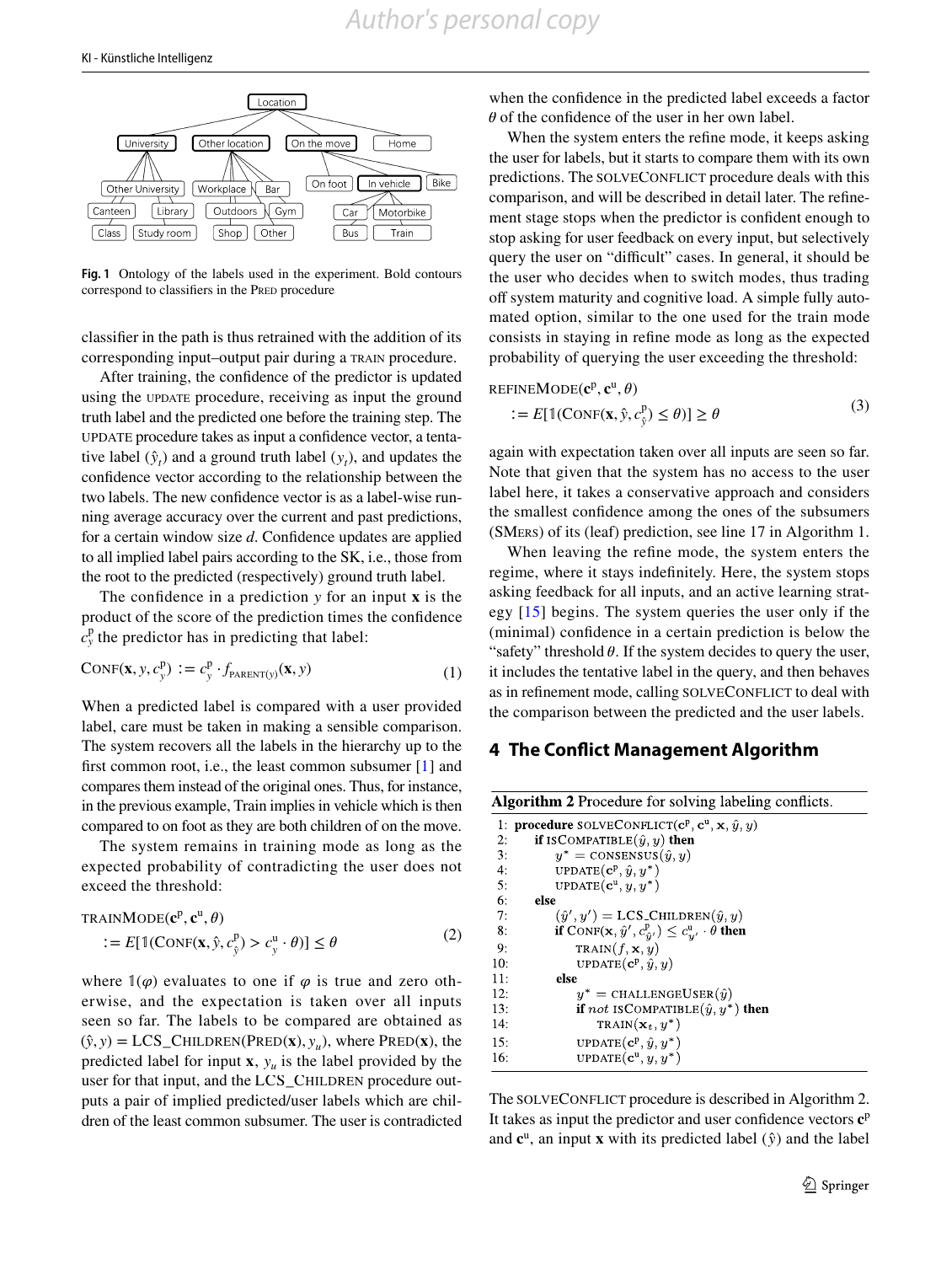Fig. 1 Ontology of the labels used in the experiment. Bold contours correspond to classifiers in the PRED procedure

classifier in the path is thus retrained with the addition of its corresponding input–output pair during a TRAIN procedure.

After training, the confidence of the predictor is updated using the UPDATE procedure, receiving as input the ground truth label and the predicted one before the training step. The UPDATE procedure takes as input a confidence vector, a tentative label ($\hat{y}_t$) and a ground truth label ($y_t$), and updates the confidence vector according to the relationship between the two labels. The new confidence vector is as a label-wise running average accuracy over the current and past predictions, for a certain window size $d$. Confidence updates are applied to all implied label pairs according to the SK, i.e., those from the root to the predicted (respectively) ground truth label.

The confidence in a prediction $y$ for an input $\mathbf{x}$ is the product of the score of the prediction times the confidence $c^{\mathrm{p}}_y$ the predictor has in predicting that label:

$$\mathrm{CONF}(\mathbf{x}, y, c^{\mathrm{p}}_y) := c^{\mathrm{p}}_y \cdot f_{\mathrm{PARENT}(y)}(\mathbf{x}, y) \tag{1}$$

When a predicted label is compared with a user provided label, care must be taken in making a sensible comparison. The system recovers all the labels in the hierarchy up to the first common root, i.e., the least common subsumer [1] and compares them instead of the original ones. Thus, for instance, in the previous example, Train implies in vehicle which is then compared to on foot as they are both children of on the move.

The system remains in training mode as long as the expected probability of contradicting the user does not exceed the threshold:

$$\begin{aligned}&\mathrm{TRAINMODE}(\mathbf{c}^{\mathrm{p}}, \mathbf{c}^{\mathrm{u}}, \theta)\\ &\quad := E[\mathbb{1}(\mathrm{CONF}(\mathbf{x}, \hat{y}, c^{\mathrm{p}}_{\hat{y}}) > c^{\mathrm{u}}_{y} \cdot \theta)] \leq \theta\end{aligned} \tag{2}$$

where $\mathbb{1}(\varphi)$ evaluates to one if $\varphi$ is true and zero otherwise, and the expectation is taken over all inputs seen so far. The labels to be compared are obtained as $(\hat{y}, y) = \mathrm{LCS\_CHILDREN}(\mathrm{PRED}(\mathbf{x}), y_u)$, where $\mathrm{PRED}(\mathbf{x})$, the predicted label for input $\mathbf{x}$, $y_u$ is the label provided by the user for that input, and the LCS_CHILDREN procedure outputs a pair of implied predicted/user labels which are children of the least common subsumer. The user is contradicted when the confidence in the predicted label exceeds a factor $\theta$ of the confidence of the user in her own label.

When the system enters the refine mode, it keeps asking the user for labels, but it starts to compare them with its own predictions. The SOLVECONFLICT procedure deals with this comparison, and will be described in detail later. The refinement stage stops when the predictor is confident enough to stop asking for user feedback on every input, but selectively query the user on "difficult" cases. In general, it should be the user who decides when to switch modes, thus trading off system maturity and cognitive load. A simple fully automated option, similar to the one used for the train mode consists in staying in refine mode as long as the expected probability of querying the user exceeding the threshold:

$$\begin{aligned}&\mathrm{REFINEMODE}(\mathbf{c}^{\mathrm{p}}, \mathbf{c}^{\mathrm{u}}, \theta)\\ &\quad := E[\mathbb{1}(\mathrm{CONF}(\mathbf{x}, \hat{y}, c^{\mathrm{p}}_{\hat{y}}) \leq \theta)] \geq \theta\end{aligned} \tag{3}$$

again with expectation taken over all inputs are seen so far. Note that given that the system has no access to the user label here, it takes a conservative approach and considers the smallest confidence among the ones of the subsumers (SMERS) of its (leaf) prediction, see line 17 in Algorithm 1.

When leaving the refine mode, the system enters the regime, where it stays indefinitely. Here, the system stops asking feedback for all inputs, and an active learning strategy [15] begins. The system queries the user only if the (minimal) confidence in a certain prediction is below the "safety" threshold $\theta$. If the system decides to query the user, it includes the tentative label in the query, and then behaves as in refinement mode, calling SOLVECONFLICT to deal with the comparison between the predicted and the user labels.

## 4 The Conflict Management Algorithm

**Algorithm 2** Procedure for solving labeling conflicts.

```
1:  procedure SOLVECONFLICT(c^p, c^u, x, ŷ, y)
2:      if ISCOMPATIBLE(ŷ, y) then
3:          y* = CONSENSUS(ŷ, y)
4:          UPDATE(c^p, ŷ, y*)
5:          UPDATE(c^u, y, y*)
6:      else
7:          (ŷ', y') = LCS_CHILDREN(ŷ, y)
8:          if CONF(x, ŷ', c^p_ŷ') ≤ c^u_y' · θ then
9:              TRAIN(f, x, y)
10:             UPDATE(c^p, ŷ, y)
11:         else
12:             y* = CHALLENGEUSER(ŷ)
13:             if not ISCOMPATIBLE(ŷ, y*) then
14:                 TRAIN(x_t, y*)
15:             UPDATE(c^p, ŷ, y*)
16:             UPDATE(c^u, y, y*)
```

The SOLVECONFLICT procedure is described in Algorithm 2. It takes as input the predictor and user confidence vectors $\mathbf{c}^{\mathrm{p}}$ and $\mathbf{c}^{\mathrm{u}}$, an input $\mathbf{x}$ with its predicted label ($\hat{y}$) and the label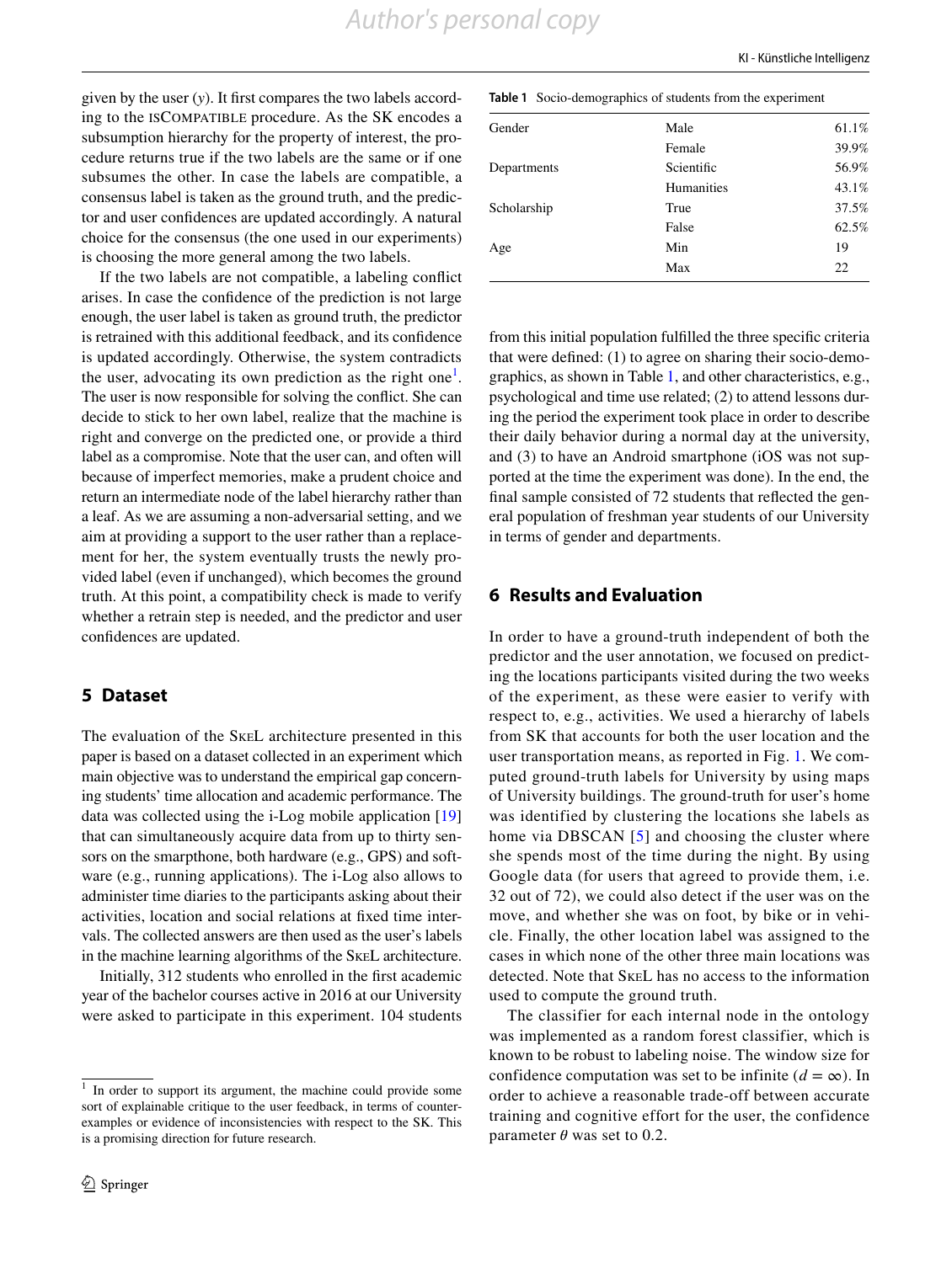given by the user ($y$). It first compares the two labels according to the isCompatible procedure. As the SK encodes a subsumption hierarchy for the property of interest, the procedure returns true if the two labels are the same or if one subsumes the other. In case the labels are compatible, a consensus label is taken as the ground truth, and the predictor and user confidences are updated accordingly. A natural choice for the consensus (the one used in our experiments) is choosing the more general among the two labels.

If the two labels are not compatible, a labeling conflict arises. In case the confidence of the prediction is not large enough, the user label is taken as ground truth, the predictor is retrained with this additional feedback, and its confidence is updated accordingly. Otherwise, the system contradicts the user, advocating its own prediction as the right one[1]. The user is now responsible for solving the conflict. She can decide to stick to her own label, realize that the machine is right and converge on the predicted one, or provide a third label as a compromise. Note that the user can, and often will because of imperfect memories, make a prudent choice and return an intermediate node of the label hierarchy rather than a leaf. As we are assuming a non-adversarial setting, and we aim at providing a support to the user rather than a replacement for her, the system eventually trusts the newly provided label (even if unchanged), which becomes the ground truth. At this point, a compatibility check is made to verify whether a retrain step is needed, and the predictor and user confidences are updated.

## 5 Dataset

The evaluation of the SkeL architecture presented in this paper is based on a dataset collected in an experiment which main objective was to understand the empirical gap concerning students' time allocation and academic performance. The data was collected using the i-Log mobile application [19] that can simultaneously acquire data from up to thirty sensors on the smartphone, both hardware (e.g., GPS) and software (e.g., running applications). The i-Log also allows to administer time diaries to the participants asking about their activities, location and social relations at fixed time intervals. The collected answers are then used as the user's labels in the machine learning algorithms of the SkeL architecture.

Initially, 312 students who enrolled in the first academic year of the bachelor courses active in 2016 at our University were asked to participate in this experiment. 104 students from this initial population fulfilled the three specific criteria that were defined: (1) to agree on sharing their socio-demographics, as shown in Table 1, and other characteristics, e.g., psychological and time use related; (2) to attend lessons during the period the experiment took place in order to describe their daily behavior during a normal day at the university, and (3) to have an Android smartphone (iOS was not supported at the time the experiment was done). In the end, the final sample consisted of 72 students that reflected the general population of freshman year students of our University in terms of gender and departments.

**Table 1** Socio-demographics of students from the experiment

| | | |
|---|---|---|
| Gender | Male | 61.1% |
| | Female | 39.9% |
| Departments | Scientific | 56.9% |
| | Humanities | 43.1% |
| Scholarship | True | 37.5% |
| | False | 62.5% |
| Age | Min | 19 |
| | Max | 22 |

## 6 Results and Evaluation

In order to have a ground-truth independent of both the predictor and the user annotation, we focused on predicting the locations participants visited during the two weeks of the experiment, as these were easier to verify with respect to, e.g., activities. We used a hierarchy of labels from SK that accounts for both the user location and the user transportation means, as reported in Fig. 1. We computed ground-truth labels for University by using maps of University buildings. The ground-truth for user's home was identified by clustering the locations she labels as home via DBSCAN [5] and choosing the cluster where she spends most of the time during the night. By using Google data (for users that agreed to provide them, i.e. 32 out of 72), we could also detect if the user was on the move, and whether she was on foot, by bike or in vehicle. Finally, the other location label was assigned to the cases in which none of the other three main locations was detected. Note that SkeL has no access to the information used to compute the ground truth.

The classifier for each internal node in the ontology was implemented as a random forest classifier, which is known to be robust to labeling noise. The window size for confidence computation was set to be infinite ($d = \infty$). In order to achieve a reasonable trade-off between accurate training and cognitive effort for the user, the confidence parameter $\theta$ was set to 0.2.

[1] In order to support its argument, the machine could provide some sort of explainable critique to the user feedback, in terms of counter-examples or evidence of inconsistencies with respect to the SK. This is a promising direction for future research.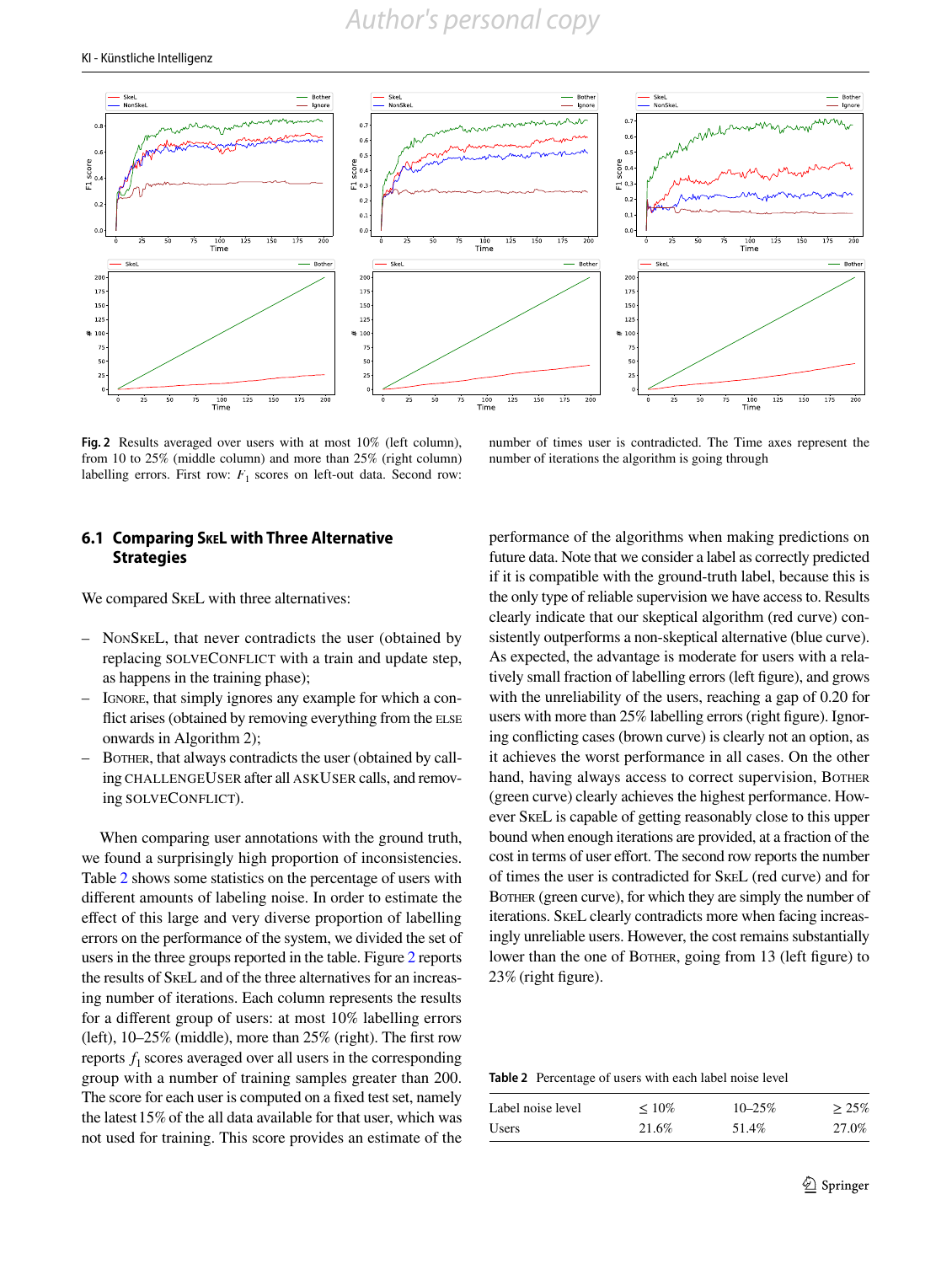Fig. 2 Results averaged over users with at most 10% (left column), from 10 to 25% (middle column) and more than 25% (right column) labelling errors. First row: $F_1$ scores on left-out data. Second row: number of times user is contradicted. The Time axes represent the number of iterations the algorithm is going through

### 6.1 Comparing SkeL with Three Alternative Strategies

We compared SkeL with three alternatives:

- NonSkeL, that never contradicts the user (obtained by replacing SOLVECONFLICT with a train and update step, as happens in the training phase);
- Ignore, that simply ignores any example for which a conflict arises (obtained by removing everything from the ELSE onwards in Algorithm 2);
- Bother, that always contradicts the user (obtained by calling CHALLENGEUSER after all ASKUSER calls, and removing SOLVECONFLICT).

When comparing user annotations with the ground truth, we found a surprisingly high proportion of inconsistencies. Table 2 shows some statistics on the percentage of users with different amounts of labeling noise. In order to estimate the effect of this large and very diverse proportion of labelling errors on the performance of the system, we divided the set of users in the three groups reported in the table. Figure 2 reports the results of SkeL and of the three alternatives for an increasing number of iterations. Each column represents the results for a different group of users: at most 10% labelling errors (left), 10–25% (middle), more than 25% (right). The first row reports $f_1$ scores averaged over all users in the corresponding group with a number of training samples greater than 200. The score for each user is computed on a fixed test set, namely the latest 15% of the all data available for that user, which was not used for training. This score provides an estimate of the performance of the algorithms when making predictions on future data. Note that we consider a label as correctly predicted if it is compatible with the ground-truth label, because this is the only type of reliable supervision we have access to. Results clearly indicate that our skeptical algorithm (red curve) consistently outperforms a non-skeptical alternative (blue curve). As expected, the advantage is moderate for users with a relatively small fraction of labelling errors (left figure), and grows with the unreliability of the users, reaching a gap of 0.20 for users with more than 25% labelling errors (right figure). Ignoring conflicting cases (brown curve) is clearly not an option, as it achieves the worst performance in all cases. On the other hand, having always access to correct supervision, Bother (green curve) clearly achieves the highest performance. However SkeL is capable of getting reasonably close to this upper bound when enough iterations are provided, at a fraction of the cost in terms of user effort. The second row reports the number of times the user is contradicted for SkeL (red curve) and for Bother (green curve), for which they are simply the number of iterations. SkeL clearly contradicts more when facing increasingly unreliable users. However, the cost remains substantially lower than the one of Bother, going from 13 (left figure) to 23% (right figure).

Table 2 Percentage of users with each label noise level

| Label noise level | ≤ 10% | 10–25% | ≥ 25% |
|---|---|---|---|
| Users | 21.6% | 51.4% | 27.0% |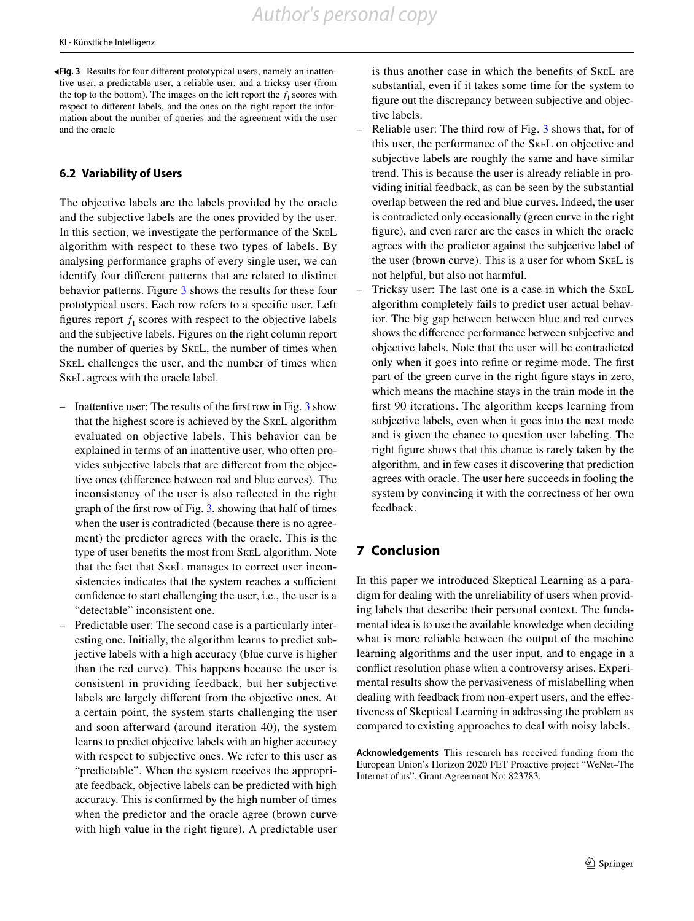**Fig. 3** Results for four different prototypical users, namely an inattentive user, a predictable user, a reliable user, and a tricksy user (from the top to the bottom). The images on the left report the $f_1$ scores with respect to different labels, and the ones on the right report the information about the number of queries and the agreement with the user and the oracle

### 6.2 Variability of Users

The objective labels are the labels provided by the oracle and the subjective labels are the ones provided by the user. In this section, we investigate the performance of the SkeL algorithm with respect to these two types of labels. By analysing performance graphs of every single user, we can identify four different patterns that are related to distinct behavior patterns. Figure 3 shows the results for these four prototypical users. Each row refers to a specific user. Left figures report $f_1$ scores with respect to the objective labels and the subjective labels. Figures on the right column report the number of queries by SkeL, the number of times when SkeL challenges the user, and the number of times when SkeL agrees with the oracle label.

- Inattentive user: The results of the first row in Fig. 3 show that the highest score is achieved by the SkeL algorithm evaluated on objective labels. This behavior can be explained in terms of an inattentive user, who often provides subjective labels that are different from the objective ones (difference between red and blue curves). The inconsistency of the user is also reflected in the right graph of the first row of Fig. 3, showing that half of times when the user is contradicted (because there is no agreement) the predictor agrees with the oracle. This is the type of user benefits the most from SkeL algorithm. Note that the fact that SkeL manages to correct user inconsistencies indicates that the system reaches a sufficient confidence to start challenging the user, i.e., the user is a "detectable" inconsistent one.
- Predictable user: The second case is a particularly interesting one. Initially, the algorithm learns to predict subjective labels with a high accuracy (blue curve is higher than the red curve). This happens because the user is consistent in providing feedback, but her subjective labels are largely different from the objective ones. At a certain point, the system starts challenging the user and soon afterward (around iteration 40), the system learns to predict objective labels with an higher accuracy with respect to subjective ones. We refer to this user as "predictable". When the system receives the appropriate feedback, objective labels can be predicted with high accuracy. This is confirmed by the high number of times when the predictor and the oracle agree (brown curve with high value in the right figure). A predictable user is thus another case in which the benefits of SkeL are substantial, even if it takes some time for the system to figure out the discrepancy between subjective and objective labels.
- Reliable user: The third row of Fig. 3 shows that, for of this user, the performance of the SkeL on objective and subjective labels are roughly the same and have similar trend. This is because the user is already reliable in providing initial feedback, as can be seen by the substantial overlap between the red and blue curves. Indeed, the user is contradicted only occasionally (green curve in the right figure), and even rarer are the cases in which the oracle agrees with the predictor against the subjective label of the user (brown curve). This is a user for whom SkeL is not helpful, but also not harmful.
- Tricksy user: The last one is a case in which the SkeL algorithm completely fails to predict user actual behavior. The big gap between between blue and red curves shows the difference performance between subjective and objective labels. Note that the user will be contradicted only when it goes into refine or regime mode. The first part of the green curve in the right figure stays in zero, which means the machine stays in the train mode in the first 90 iterations. The algorithm keeps learning from subjective labels, even when it goes into the next mode and is given the chance to question user labeling. The right figure shows that this chance is rarely taken by the algorithm, and in few cases it discovering that prediction agrees with oracle. The user here succeeds in fooling the system by convincing it with the correctness of her own feedback.

## 7 Conclusion

In this paper we introduced Skeptical Learning as a paradigm for dealing with the unreliability of users when providing labels that describe their personal context. The fundamental idea is to use the available knowledge when deciding what is more reliable between the output of the machine learning algorithms and the user input, and to engage in a conflict resolution phase when a controversy arises. Experimental results show the pervasiveness of mislabelling when dealing with feedback from non-expert users, and the effectiveness of Skeptical Learning in addressing the problem as compared to existing approaches to deal with noisy labels.

**Acknowledgements** This research has received funding from the European Union's Horizon 2020 FET Proactive project "WeNet–The Internet of us", Grant Agreement No: 823783.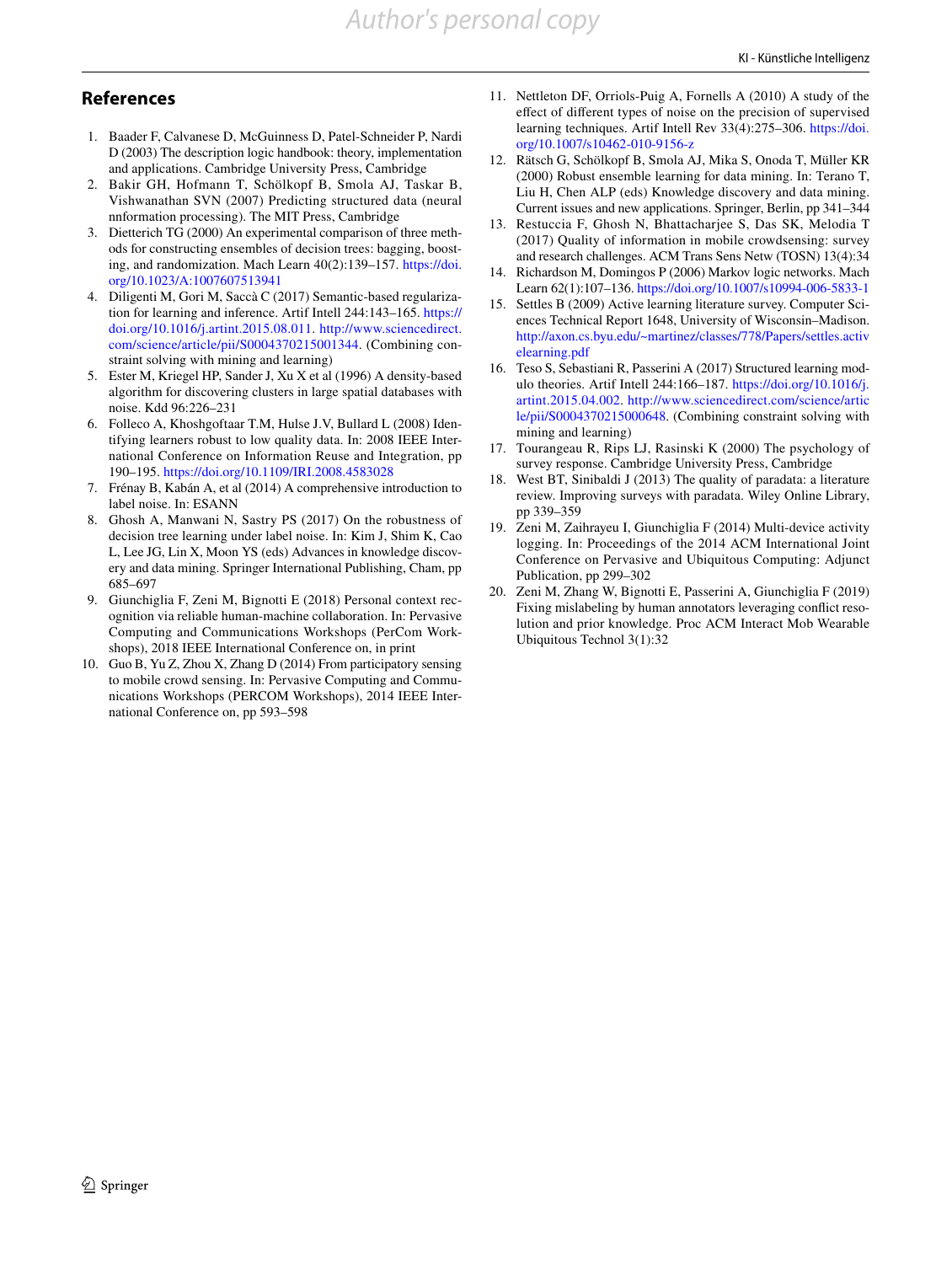## References

1. Baader F, Calvanese D, McGuinness D, Patel-Schneider P, Nardi D (2003) The description logic handbook: theory, implementation and applications. Cambridge University Press, Cambridge
2. Bakir GH, Hofmann T, Schölkopf B, Smola AJ, Taskar B, Vishwanathan SVN (2007) Predicting structured data (neural nnformation processing). The MIT Press, Cambridge
3. Dietterich TG (2000) An experimental comparison of three methods for constructing ensembles of decision trees: bagging, boosting, and randomization. Mach Learn 40(2):139–157. https://doi.org/10.1023/A:1007607513941
4. Diligenti M, Gori M, Saccà C (2017) Semantic-based regularization for learning and inference. Artif Intell 244:143–165. https://doi.org/10.1016/j.artint.2015.08.011. http://www.sciencedirect.com/science/article/pii/S0004370215001344. (Combining constraint solving with mining and learning)
5. Ester M, Kriegel HP, Sander J, Xu X et al (1996) A density-based algorithm for discovering clusters in large spatial databases with noise. Kdd 96:226–231
6. Folleco A, Khoshgoftaar T.M, Hulse J.V, Bullard L (2008) Identifying learners robust to low quality data. In: 2008 IEEE International Conference on Information Reuse and Integration, pp 190–195. https://doi.org/10.1109/IRI.2008.4583028
7. Frénay B, Kabán A, et al (2014) A comprehensive introduction to label noise. In: ESANN
8. Ghosh A, Manwani N, Sastry PS (2017) On the robustness of decision tree learning under label noise. In: Kim J, Shim K, Cao L, Lee JG, Lin X, Moon YS (eds) Advances in knowledge discovery and data mining. Springer International Publishing, Cham, pp 685–697
9. Giunchiglia F, Zeni M, Bignotti E (2018) Personal context recognition via reliable human-machine collaboration. In: Pervasive Computing and Communications Workshops (PerCom Workshops), 2018 IEEE International Conference on, in print
10. Guo B, Yu Z, Zhou X, Zhang D (2014) From participatory sensing to mobile crowd sensing. In: Pervasive Computing and Communications Workshops (PERCOM Workshops), 2014 IEEE International Conference on, pp 593–598
11. Nettleton DF, Orriols-Puig A, Fornells A (2010) A study of the effect of different types of noise on the precision of supervised learning techniques. Artif Intell Rev 33(4):275–306. https://doi.org/10.1007/s10462-010-9156-z
12. Rätsch G, Schölkopf B, Smola AJ, Mika S, Onoda T, Müller KR (2000) Robust ensemble learning for data mining. In: Terano T, Liu H, Chen ALP (eds) Knowledge discovery and data mining. Current issues and new applications. Springer, Berlin, pp 341–344
13. Restuccia F, Ghosh N, Bhattacharjee S, Das SK, Melodia T (2017) Quality of information in mobile crowdsensing: survey and research challenges. ACM Trans Sens Netw (TOSN) 13(4):34
14. Richardson M, Domingos P (2006) Markov logic networks. Mach Learn 62(1):107–136. https://doi.org/10.1007/s10994-006-5833-1
15. Settles B (2009) Active learning literature survey. Computer Sciences Technical Report 1648, University of Wisconsin–Madison. http://axon.cs.byu.edu/~martinez/classes/778/Papers/settles.activelearning.pdf
16. Teso S, Sebastiani R, Passerini A (2017) Structured learning modulo theories. Artif Intell 244:166–187. https://doi.org/10.1016/j.artint.2015.04.002. http://www.sciencedirect.com/science/article/pii/S0004370215000648. (Combining constraint solving with mining and learning)
17. Tourangeau R, Rips LJ, Rasinski K (2000) The psychology of survey response. Cambridge University Press, Cambridge
18. West BT, Sinibaldi J (2013) The quality of paradata: a literature review. Improving surveys with paradata. Wiley Online Library, pp 339–359
19. Zeni M, Zaihrayeu I, Giunchiglia F (2014) Multi-device activity logging. In: Proceedings of the 2014 ACM International Joint Conference on Pervasive and Ubiquitous Computing: Adjunct Publication, pp 299–302
20. Zeni M, Zhang W, Bignotti E, Passerini A, Giunchiglia F (2019) Fixing mislabeling by human annotators leveraging conflict resolution and prior knowledge. Proc ACM Interact Mob Wearable Ubiquitous Technol 3(1):32